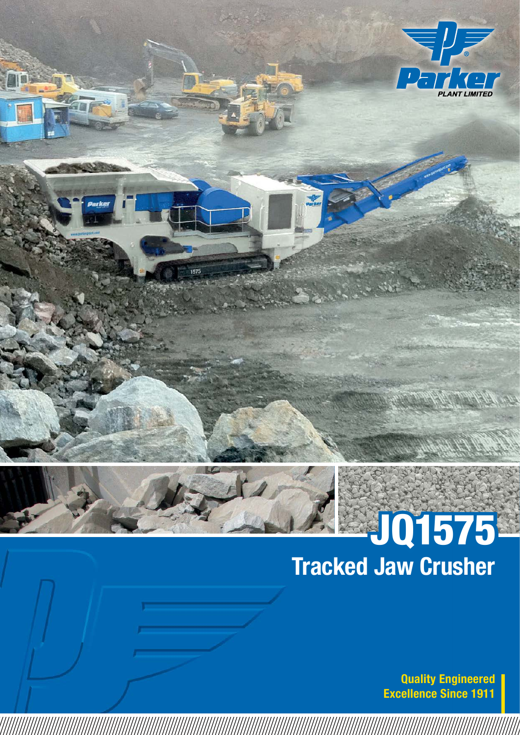Parker PLANT LIMITED

# JQ1575

## Tracked Jaw Crusher

**Quality Engineered Excellence Since 1911**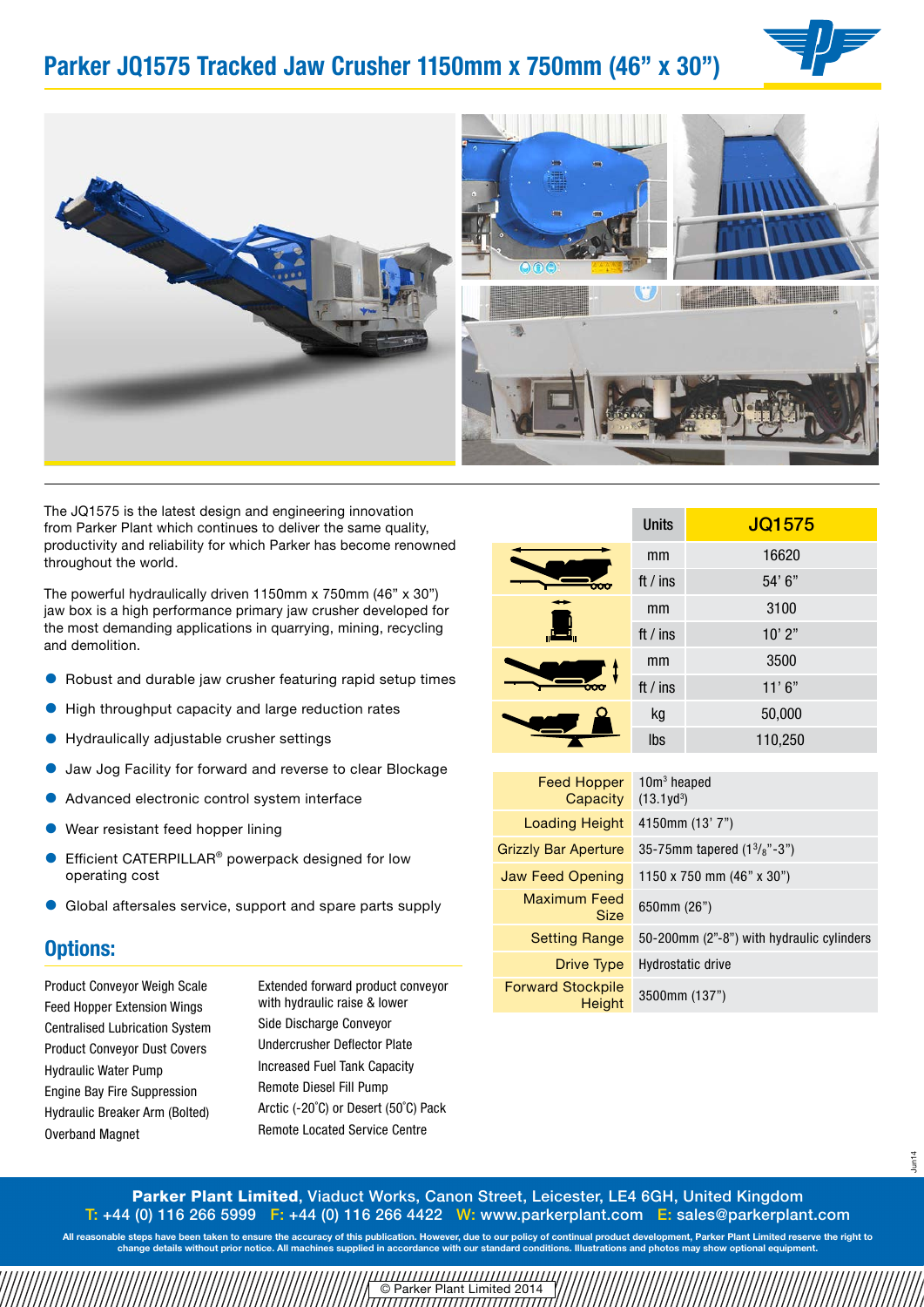# Parker JQ1575 Tracked Jaw Crusher 1150mm x 750mm (46" x 30")

The JQ1575 is the latest design and engineering innovation from Parker Plant which continues to deliver the same quality, productivity and reliability for which Parker has become renowned throughout the world.

The powerful hydraulically driven 1150mm x 750mm (46" x 30") jaw box is a high performance primary jaw crusher developed for the most demanding applications in quarrying, mining, recycling and demolition.

- Robust and durable jaw crusher featuring rapid setup times
- High throughput capacity and large reduction rates
- Hydraulically adjustable crusher settings
- Jaw Jog Facility for forward and reverse to clear Blockage
- Advanced electronic control system interface
- Wear resistant feed hopper lining
- Efficient CATERPILLAR® powerpack designed for low operating cost
- Global aftersales service, support and spare parts supply

## Options:

Product Conveyor Weigh Scale
Feed Hopper Extension Wings
Centralised Lubrication System
Product Conveyor Dust Covers
Hydraulic Water Pump
Engine Bay Fire Suppression
Hydraulic Breaker Arm (Bolted)
Overband Magnet
Extended forward product conveyor with hydraulic raise & lower
Side Discharge Conveyor
Undercrusher Deflector Plate
Increased Fuel Tank Capacity
Remote Diesel Fill Pump
Arctic (-20˚C) or Desert (50˚C) Pack
Remote Located Service Centre

| | Units | JQ1575 |
|---|---|---|
| Length | mm | 16620 |
| | ft / ins | 54' 6" |
| Width | mm | 3100 |
| | ft / ins | 10' 2" |
| Height | mm | 3500 |
| | ft / ins | 11' 6" |
| Weight | kg | 50,000 |
| | lbs | 110,250 |

| | |
|---|---|
| Feed Hopper Capacity | 10m³ heaped (13.1yd³) |
| Loading Height | 4150mm (13' 7") |
| Grizzly Bar Aperture | 35-75mm tapered (1³/₈"-3") |
| Jaw Feed Opening | 1150 x 750 mm (46" x 30") |
| Maximum Feed Size | 650mm (26") |
| Setting Range | 50-200mm (2"-8") with hydraulic cylinders |
| Drive Type | Hydrostatic drive |
| Forward Stockpile Height | 3500mm (137") |

Jun14

**Parker Plant Limited**, Viaduct Works, Canon Street, Leicester, LE4 6GH, United Kingdom
T: +44 (0) 116 266 5999 F: +44 (0) 116 266 4422 W: www.parkerplant.com E: sales@parkerplant.com

All reasonable steps have been taken to ensure the accuracy of this publication. However, due to our policy of continual product development, Parker Plant Limited reserve the right to change details without prior notice. All machines supplied in accordance with our standard conditions. Illustrations and photos may show optional equipment.

© Parker Plant Limited 2014